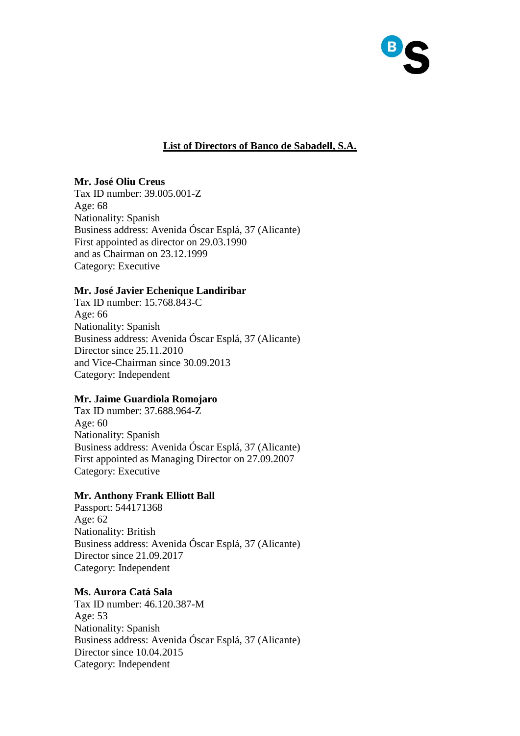# List of Directors of Banco de Sabadell, S.A.

**Mr. José Oliu Creus**
Tax ID number: 39.005.001-Z
Age: 68
Nationality: Spanish
Business address: Avenida Óscar Esplá, 37 (Alicante)
First appointed as director on 29.03.1990
and as Chairman on 23.12.1999
Category: Executive

**Mr. José Javier Echenique Landiribar**
Tax ID number: 15.768.843-C
Age: 66
Nationality: Spanish
Business address: Avenida Óscar Esplá, 37 (Alicante)
Director since 25.11.2010
and Vice-Chairman since 30.09.2013
Category: Independent

**Mr. Jaime Guardiola Romojaro**
Tax ID number: 37.688.964-Z
Age: 60
Nationality: Spanish
Business address: Avenida Óscar Esplá, 37 (Alicante)
First appointed as Managing Director on 27.09.2007
Category: Executive

**Mr. Anthony Frank Elliott Ball**
Passport: 544171368
Age: 62
Nationality: British
Business address: Avenida Óscar Esplá, 37 (Alicante)
Director since 21.09.2017
Category: Independent

**Ms. Aurora Catá Sala**
Tax ID number: 46.120.387-M
Age: 53
Nationality: Spanish
Business address: Avenida Óscar Esplá, 37 (Alicante)
Director since 10.04.2015
Category: Independent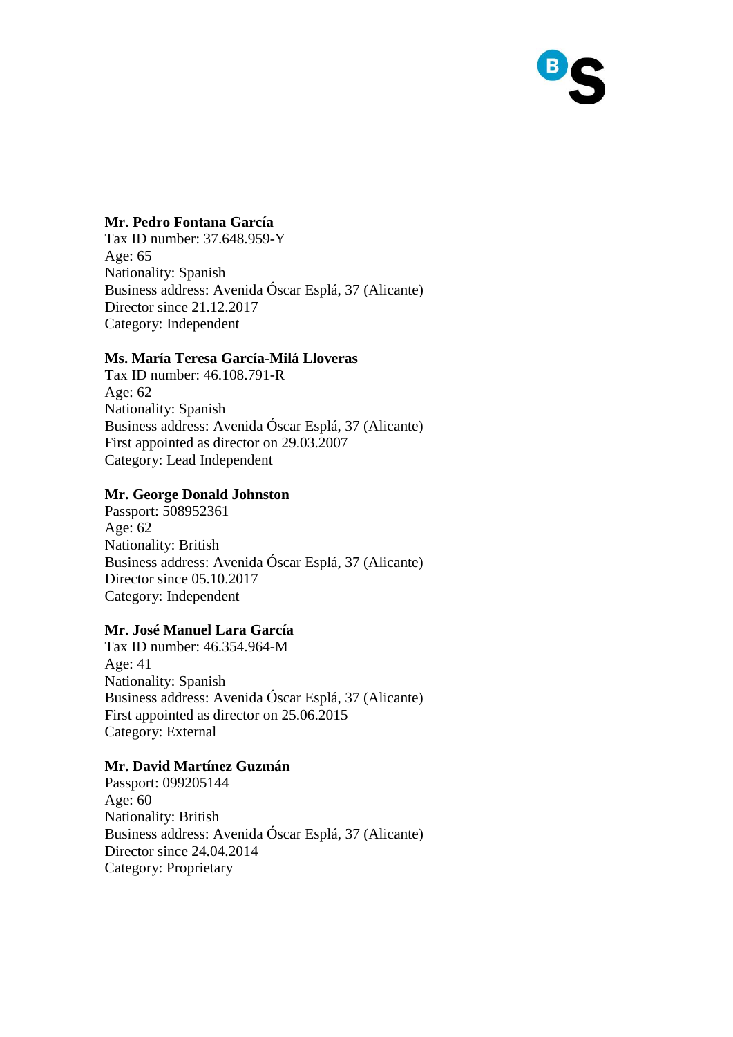**Mr. Pedro Fontana García**
Tax ID number: 37.648.959-Y
Age: 65
Nationality: Spanish
Business address: Avenida Óscar Esplá, 37 (Alicante)
Director since 21.12.2017
Category: Independent

**Ms. María Teresa García-Milá Lloveras**
Tax ID number: 46.108.791-R
Age: 62
Nationality: Spanish
Business address: Avenida Óscar Esplá, 37 (Alicante)
First appointed as director on 29.03.2007
Category: Lead Independent

**Mr. George Donald Johnston**
Passport: 508952361
Age: 62
Nationality: British
Business address: Avenida Óscar Esplá, 37 (Alicante)
Director since 05.10.2017
Category: Independent

**Mr. José Manuel Lara García**
Tax ID number: 46.354.964-M
Age: 41
Nationality: Spanish
Business address: Avenida Óscar Esplá, 37 (Alicante)
First appointed as director on 25.06.2015
Category: External

**Mr. David Martínez Guzmán**
Passport: 099205144
Age: 60
Nationality: British
Business address: Avenida Óscar Esplá, 37 (Alicante)
Director since 24.04.2014
Category: Proprietary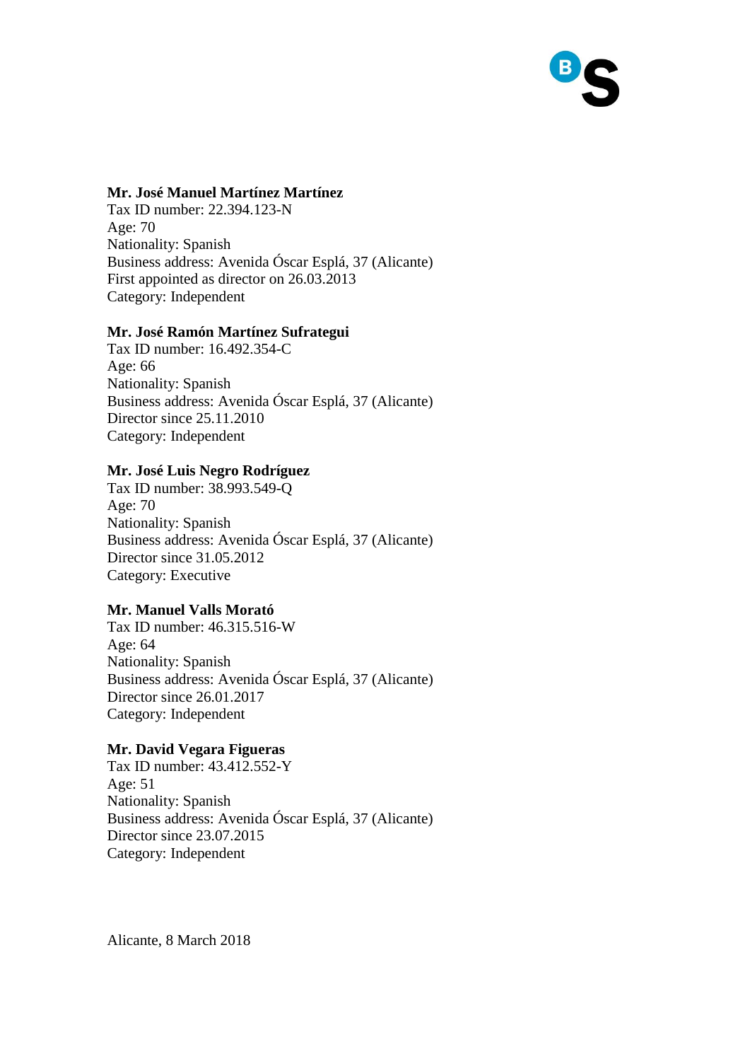**Mr. José Manuel Martínez Martínez**
Tax ID number: 22.394.123-N
Age: 70
Nationality: Spanish
Business address: Avenida Óscar Esplá, 37 (Alicante)
First appointed as director on 26.03.2013
Category: Independent

**Mr. José Ramón Martínez Sufrategui**
Tax ID number: 16.492.354-C
Age: 66
Nationality: Spanish
Business address: Avenida Óscar Esplá, 37 (Alicante)
Director since 25.11.2010
Category: Independent

**Mr. José Luis Negro Rodríguez**
Tax ID number: 38.993.549-Q
Age: 70
Nationality: Spanish
Business address: Avenida Óscar Esplá, 37 (Alicante)
Director since 31.05.2012
Category: Executive

**Mr. Manuel Valls Morató**
Tax ID number: 46.315.516-W
Age: 64
Nationality: Spanish
Business address: Avenida Óscar Esplá, 37 (Alicante)
Director since 26.01.2017
Category: Independent

**Mr. David Vegara Figueras**
Tax ID number: 43.412.552-Y
Age: 51
Nationality: Spanish
Business address: Avenida Óscar Esplá, 37 (Alicante)
Director since 23.07.2015
Category: Independent

Alicante, 8 March 2018